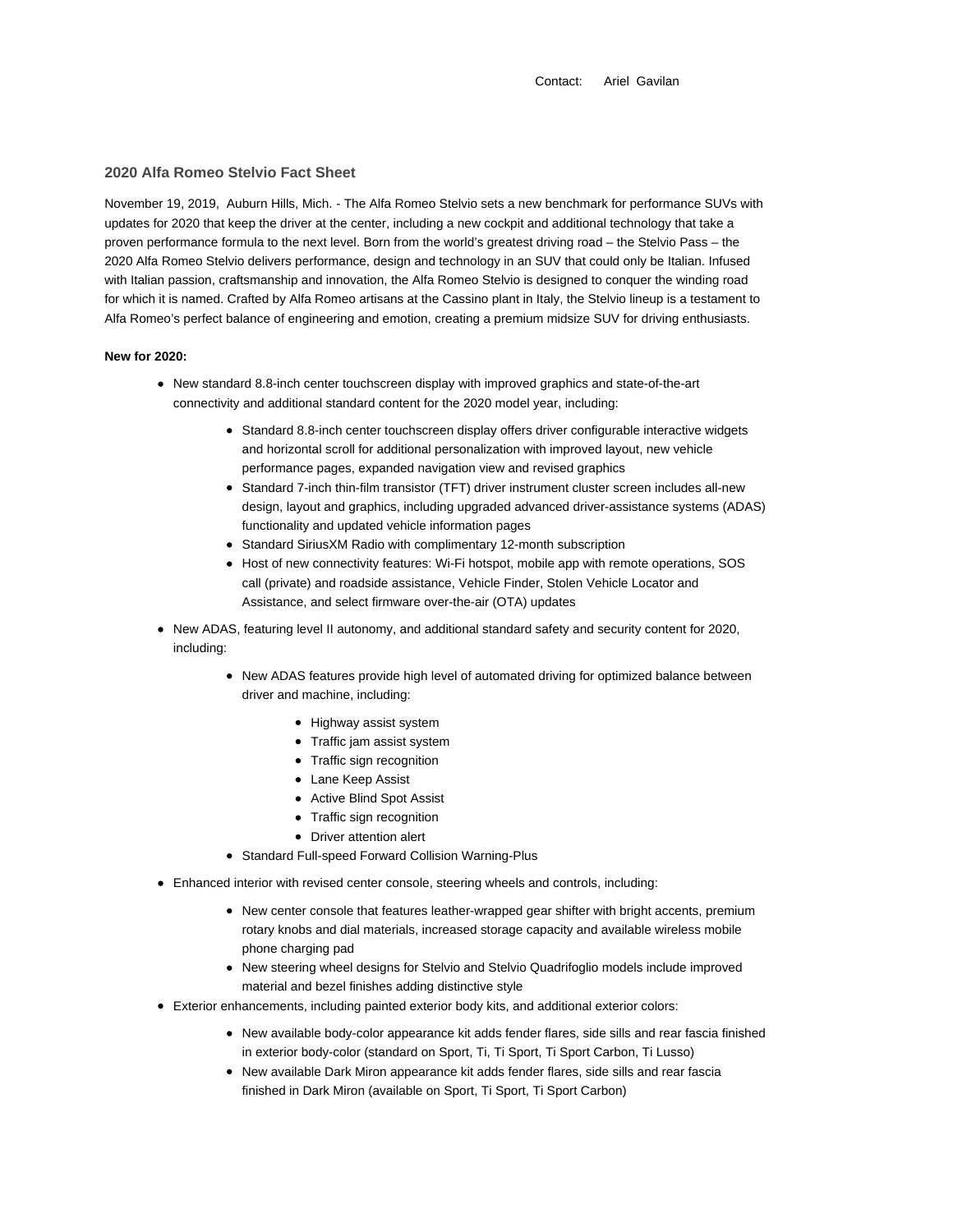Contact: Ariel Gavilan

## 2020 Alfa Romeo Stelvio Fact Sheet

November 19, 2019, Auburn Hills, Mich. - The Alfa Romeo Stelvio sets a new benchmark for performance SUVs with updates for 2020 that keep the driver at the center, including a new cockpit and additional technology that take a proven performance formula to the next level. Born from the world's greatest driving road – the Stelvio Pass – the 2020 Alfa Romeo Stelvio delivers performance, design and technology in an SUV that could only be Italian. Infused with Italian passion, craftsmanship and innovation, the Alfa Romeo Stelvio is designed to conquer the winding road for which it is named. Crafted by Alfa Romeo artisans at the Cassino plant in Italy, the Stelvio lineup is a testament to Alfa Romeo's perfect balance of engineering and emotion, creating a premium midsize SUV for driving enthusiasts.

**New for 2020:**

- New standard 8.8-inch center touchscreen display with improved graphics and state-of-the-art connectivity and additional standard content for the 2020 model year, including:
    - Standard 8.8-inch center touchscreen display offers driver configurable interactive widgets and horizontal scroll for additional personalization with improved layout, new vehicle performance pages, expanded navigation view and revised graphics
    - Standard 7-inch thin-film transistor (TFT) driver instrument cluster screen includes all-new design, layout and graphics, including upgraded advanced driver-assistance systems (ADAS) functionality and updated vehicle information pages
    - Standard SiriusXM Radio with complimentary 12-month subscription
    - Host of new connectivity features: Wi-Fi hotspot, mobile app with remote operations, SOS call (private) and roadside assistance, Vehicle Finder, Stolen Vehicle Locator and Assistance, and select firmware over-the-air (OTA) updates
- New ADAS, featuring level II autonomy, and additional standard safety and security content for 2020, including:
    - New ADAS features provide high level of automated driving for optimized balance between driver and machine, including:
        - Highway assist system
        - Traffic jam assist system
        - Traffic sign recognition
        - Lane Keep Assist
        - Active Blind Spot Assist
        - Traffic sign recognition
        - Driver attention alert
    - Standard Full-speed Forward Collision Warning-Plus
- Enhanced interior with revised center console, steering wheels and controls, including:
    - New center console that features leather-wrapped gear shifter with bright accents, premium rotary knobs and dial materials, increased storage capacity and available wireless mobile phone charging pad
    - New steering wheel designs for Stelvio and Stelvio Quadrifoglio models include improved material and bezel finishes adding distinctive style
- Exterior enhancements, including painted exterior body kits, and additional exterior colors:
    - New available body-color appearance kit adds fender flares, side sills and rear fascia finished in exterior body-color (standard on Sport, Ti, Ti Sport, Ti Sport Carbon, Ti Lusso)
    - New available Dark Miron appearance kit adds fender flares, side sills and rear fascia finished in Dark Miron (available on Sport, Ti Sport, Ti Sport Carbon)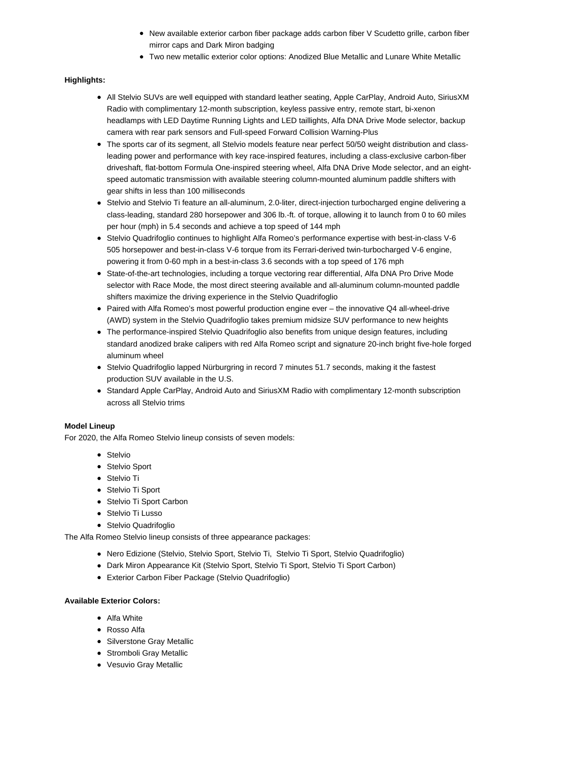- New available exterior carbon fiber package adds carbon fiber V Scudetto grille, carbon fiber mirror caps and Dark Miron badging
- Two new metallic exterior color options: Anodized Blue Metallic and Lunare White Metallic

**Highlights:**

- All Stelvio SUVs are well equipped with standard leather seating, Apple CarPlay, Android Auto, SiriusXM Radio with complimentary 12-month subscription, keyless passive entry, remote start, bi-xenon headlamps with LED Daytime Running Lights and LED taillights, Alfa DNA Drive Mode selector, backup camera with rear park sensors and Full-speed Forward Collision Warning-Plus
- The sports car of its segment, all Stelvio models feature near perfect 50/50 weight distribution and class-leading power and performance with key race-inspired features, including a class-exclusive carbon-fiber driveshaft, flat-bottom Formula One-inspired steering wheel, Alfa DNA Drive Mode selector, and an eight-speed automatic transmission with available steering column-mounted aluminum paddle shifters with gear shifts in less than 100 milliseconds
- Stelvio and Stelvio Ti feature an all-aluminum, 2.0-liter, direct-injection turbocharged engine delivering a class-leading, standard 280 horsepower and 306 lb.-ft. of torque, allowing it to launch from 0 to 60 miles per hour (mph) in 5.4 seconds and achieve a top speed of 144 mph
- Stelvio Quadrifoglio continues to highlight Alfa Romeo's performance expertise with best-in-class V-6 505 horsepower and best-in-class V-6 torque from its Ferrari-derived twin-turbocharged V-6 engine, powering it from 0-60 mph in a best-in-class 3.6 seconds with a top speed of 176 mph
- State-of-the-art technologies, including a torque vectoring rear differential, Alfa DNA Pro Drive Mode selector with Race Mode, the most direct steering available and all-aluminum column-mounted paddle shifters maximize the driving experience in the Stelvio Quadrifoglio
- Paired with Alfa Romeo's most powerful production engine ever – the innovative Q4 all-wheel-drive (AWD) system in the Stelvio Quadrifoglio takes premium midsize SUV performance to new heights
- The performance-inspired Stelvio Quadrifoglio also benefits from unique design features, including standard anodized brake calipers with red Alfa Romeo script and signature 20-inch bright five-hole forged aluminum wheel
- Stelvio Quadrifoglio lapped Nürburgring in record 7 minutes 51.7 seconds, making it the fastest production SUV available in the U.S.
- Standard Apple CarPlay, Android Auto and SiriusXM Radio with complimentary 12-month subscription across all Stelvio trims

**Model Lineup**

For 2020, the Alfa Romeo Stelvio lineup consists of seven models:

- Stelvio
- Stelvio Sport
- Stelvio Ti
- Stelvio Ti Sport
- Stelvio Ti Sport Carbon
- Stelvio Ti Lusso
- Stelvio Quadrifoglio

The Alfa Romeo Stelvio lineup consists of three appearance packages:

- Nero Edizione (Stelvio, Stelvio Sport, Stelvio Ti, Stelvio Ti Sport, Stelvio Quadrifoglio)
- Dark Miron Appearance Kit (Stelvio Sport, Stelvio Ti Sport, Stelvio Ti Sport Carbon)
- Exterior Carbon Fiber Package (Stelvio Quadrifoglio)

**Available Exterior Colors:**

- Alfa White
- Rosso Alfa
- Silverstone Gray Metallic
- Stromboli Gray Metallic
- Vesuvio Gray Metallic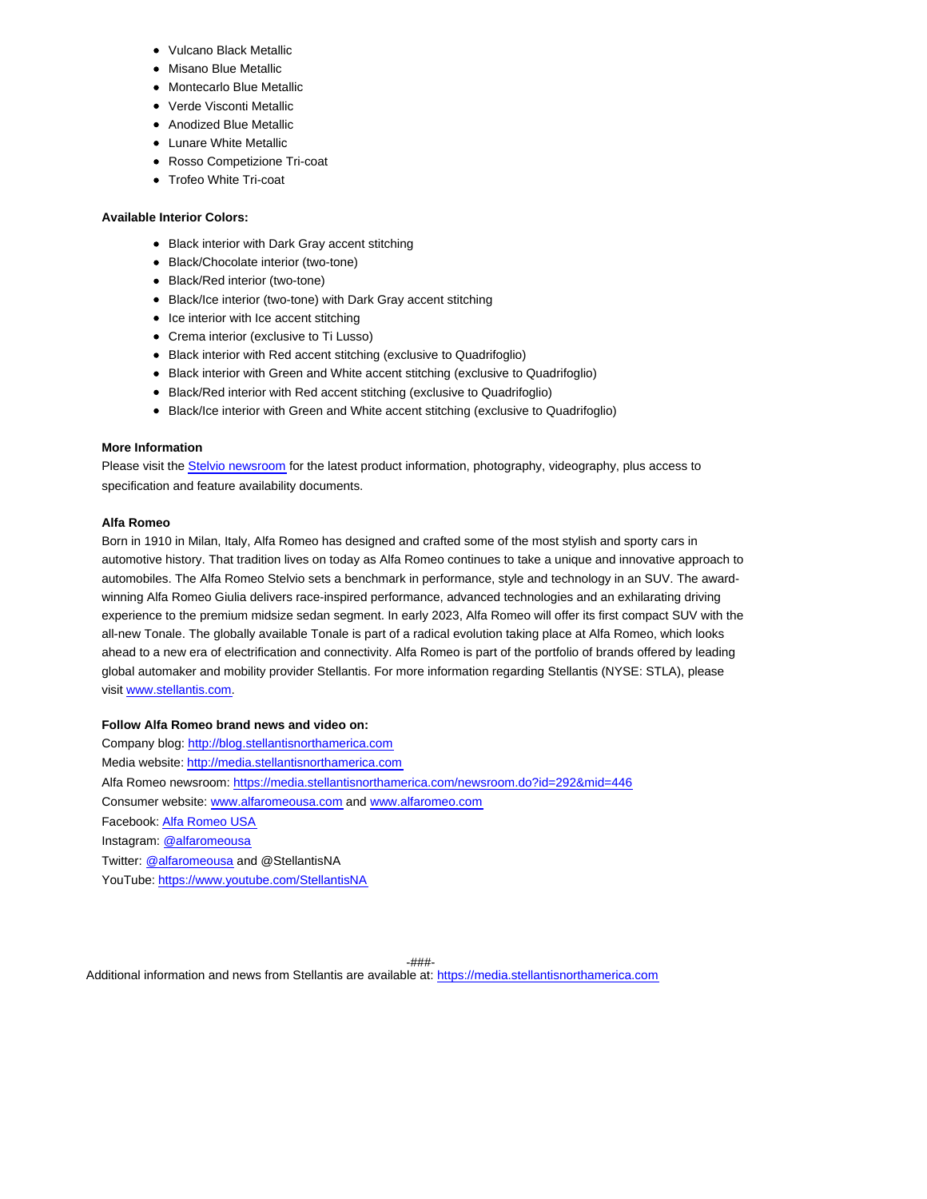- Vulcano Black Metallic
- Misano Blue Metallic
- Montecarlo Blue Metallic
- Verde Visconti Metallic
- Anodized Blue Metallic
- Lunare White Metallic
- Rosso Competizione Tri-coat
- Trofeo White Tri-coat

**Available Interior Colors:**

- Black interior with Dark Gray accent stitching
- Black/Chocolate interior (two-tone)
- Black/Red interior (two-tone)
- Black/Ice interior (two-tone) with Dark Gray accent stitching
- Ice interior with Ice accent stitching
- Crema interior (exclusive to Ti Lusso)
- Black interior with Red accent stitching (exclusive to Quadrifoglio)
- Black interior with Green and White accent stitching (exclusive to Quadrifoglio)
- Black/Red interior with Red accent stitching (exclusive to Quadrifoglio)
- Black/Ice interior with Green and White accent stitching (exclusive to Quadrifoglio)

**More Information**

Please visit the Stelvio newsroom for the latest product information, photography, videography, plus access to specification and feature availability documents.

**Alfa Romeo**

Born in 1910 in Milan, Italy, Alfa Romeo has designed and crafted some of the most stylish and sporty cars in automotive history. That tradition lives on today as Alfa Romeo continues to take a unique and innovative approach to automobiles. The Alfa Romeo Stelvio sets a benchmark in performance, style and technology in an SUV. The award-winning Alfa Romeo Giulia delivers race-inspired performance, advanced technologies and an exhilarating driving experience to the premium midsize sedan segment. In early 2023, Alfa Romeo will offer its first compact SUV with the all-new Tonale. The globally available Tonale is part of a radical evolution taking place at Alfa Romeo, which looks ahead to a new era of electrification and connectivity. Alfa Romeo is part of the portfolio of brands offered by leading global automaker and mobility provider Stellantis. For more information regarding Stellantis (NYSE: STLA), please visit www.stellantis.com.

**Follow Alfa Romeo brand news and video on:**

Company blog: http://blog.stellantisnorthamerica.com
Media website: http://media.stellantisnorthamerica.com
Alfa Romeo newsroom: https://media.stellantisnorthamerica.com/newsroom.do?id=292&mid=446
Consumer website: www.alfaromeousa.com and www.alfaromeo.com
Facebook: Alfa Romeo USA
Instagram: @alfaromeousa
Twitter: @alfaromeousa and @StellantisNA
YouTube: https://www.youtube.com/StellantisNA

-###-

Additional information and news from Stellantis are available at: https://media.stellantisnorthamerica.com